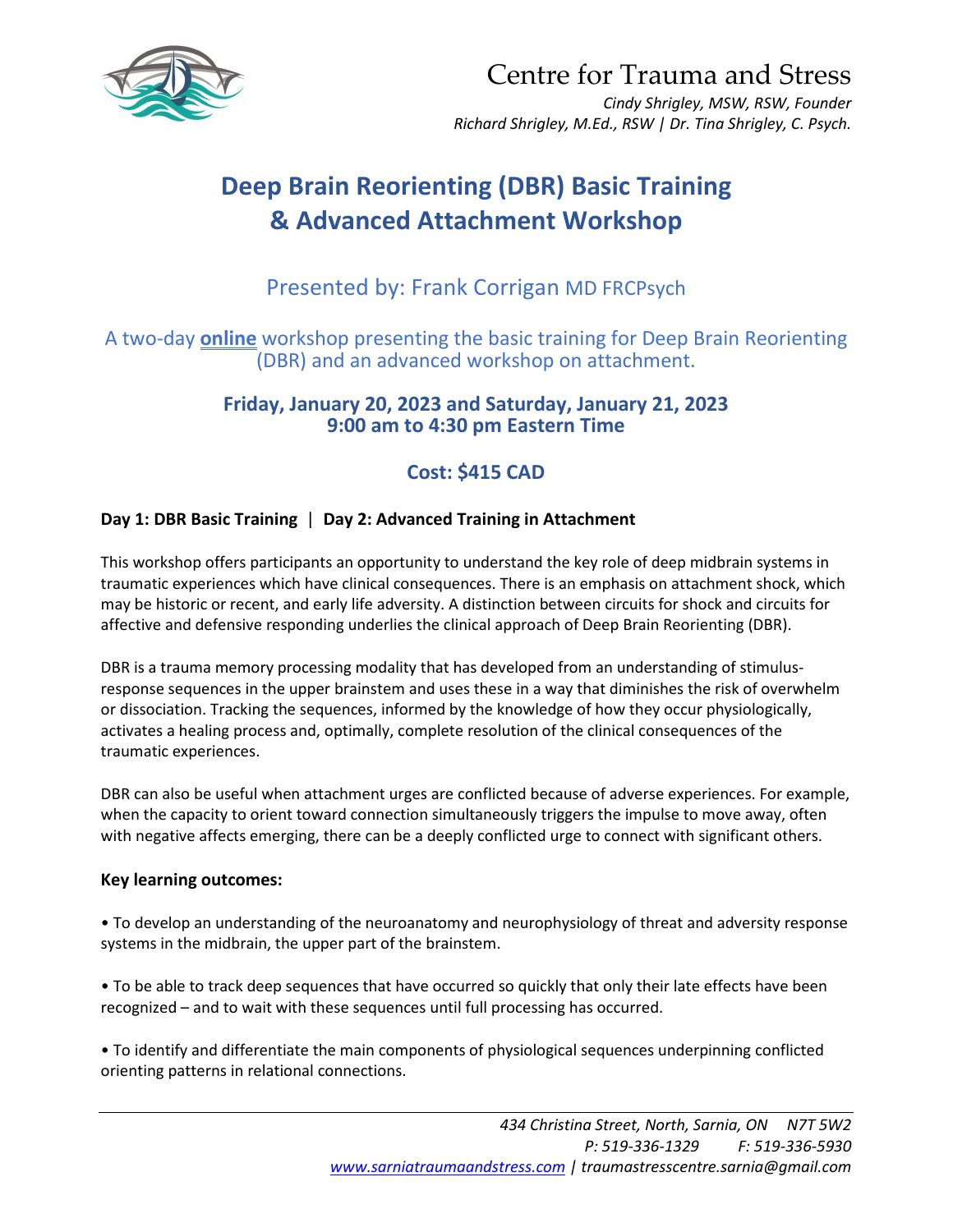# Centre for Trauma and Stress

*Cindy Shrigley, MSW, RSW, Founder*
*Richard Shrigley, M.Ed., RSW | Dr. Tina Shrigley, C. Psych.*

# Deep Brain Reorienting (DBR) Basic Training & Advanced Attachment Workshop

## Presented by: Frank Corrigan MD FRCPsych

A two-day **online** workshop presenting the basic training for Deep Brain Reorienting (DBR) and an advanced workshop on attachment.

**Friday, January 20, 2023 and Saturday, January 21, 2023**
**9:00 am to 4:30 pm Eastern Time**

**Cost: $415 CAD**

**Day 1: DBR Basic Training** | **Day 2: Advanced Training in Attachment**

This workshop offers participants an opportunity to understand the key role of deep midbrain systems in traumatic experiences which have clinical consequences. There is an emphasis on attachment shock, which may be historic or recent, and early life adversity. A distinction between circuits for shock and circuits for affective and defensive responding underlies the clinical approach of Deep Brain Reorienting (DBR).

DBR is a trauma memory processing modality that has developed from an understanding of stimulus-response sequences in the upper brainstem and uses these in a way that diminishes the risk of overwhelm or dissociation. Tracking the sequences, informed by the knowledge of how they occur physiologically, activates a healing process and, optimally, complete resolution of the clinical consequences of the traumatic experiences.

DBR can also be useful when attachment urges are conflicted because of adverse experiences. For example, when the capacity to orient toward connection simultaneously triggers the impulse to move away, often with negative affects emerging, there can be a deeply conflicted urge to connect with significant others.

**Key learning outcomes:**

- To develop an understanding of the neuroanatomy and neurophysiology of threat and adversity response systems in the midbrain, the upper part of the brainstem.
- To be able to track deep sequences that have occurred so quickly that only their late effects have been recognized – and to wait with these sequences until full processing has occurred.
- To identify and differentiate the main components of physiological sequences underpinning conflicted orienting patterns in relational connections.

*434 Christina Street, North, Sarnia, ON N7T 5W2*
*P: 519-336-1329 F: 519-336-5930*
*www.sarniatraumaandstress.com | traumastresscentre.sarnia@gmail.com*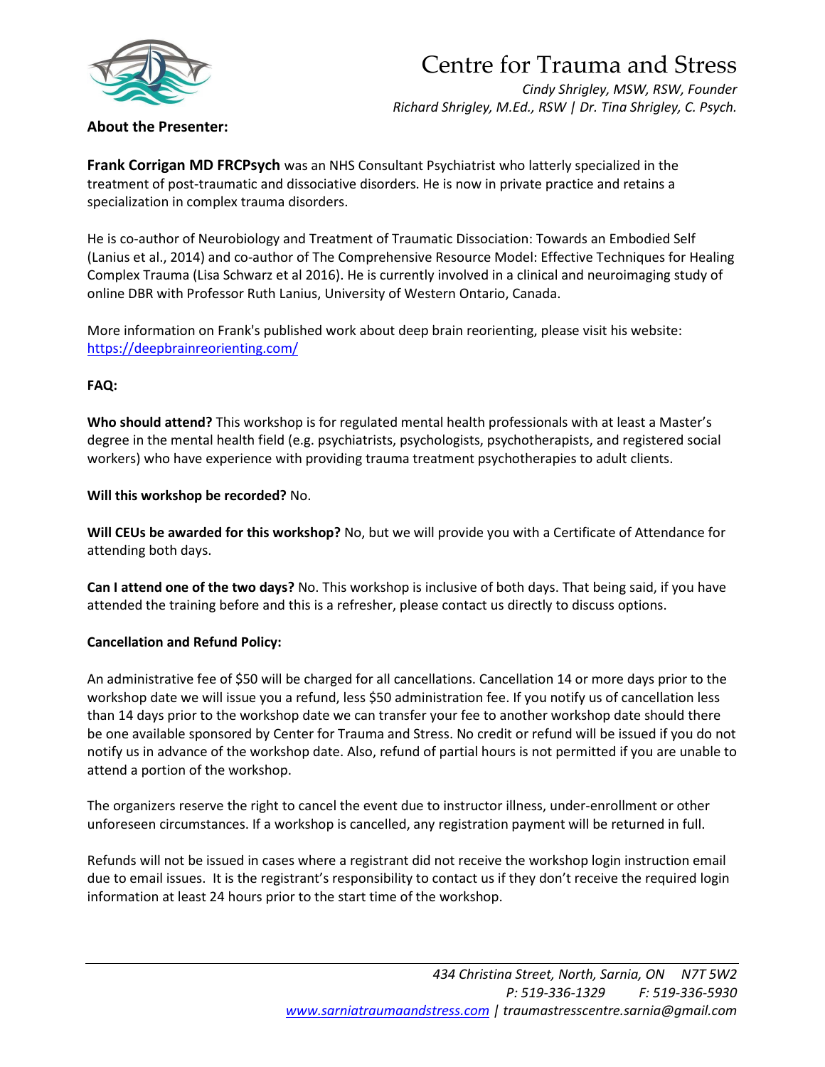**About the Presenter:**

**Frank Corrigan MD FRCPsych** was an NHS Consultant Psychiatrist who latterly specialized in the treatment of post-traumatic and dissociative disorders. He is now in private practice and retains a specialization in complex trauma disorders.

He is co-author of Neurobiology and Treatment of Traumatic Dissociation: Towards an Embodied Self (Lanius et al., 2014) and co-author of The Comprehensive Resource Model: Effective Techniques for Healing Complex Trauma (Lisa Schwarz et al 2016). He is currently involved in a clinical and neuroimaging study of online DBR with Professor Ruth Lanius, University of Western Ontario, Canada.

More information on Frank's published work about deep brain reorienting, please visit his website: [https://deepbrainreorienting.com/](https://deepbrainreorienting.com/)

**FAQ:**

**Who should attend?** This workshop is for regulated mental health professionals with at least a Master's degree in the mental health field (e.g. psychiatrists, psychologists, psychotherapists, and registered social workers) who have experience with providing trauma treatment psychotherapies to adult clients.

**Will this workshop be recorded?** No.

**Will CEUs be awarded for this workshop?** No, but we will provide you with a Certificate of Attendance for attending both days.

**Can I attend one of the two days?** No. This workshop is inclusive of both days. That being said, if you have attended the training before and this is a refresher, please contact us directly to discuss options.

**Cancellation and Refund Policy:**

An administrative fee of $50 will be charged for all cancellations. Cancellation 14 or more days prior to the workshop date we will issue you a refund, less $50 administration fee. If you notify us of cancellation less than 14 days prior to the workshop date we can transfer your fee to another workshop date should there be one available sponsored by Center for Trauma and Stress. No credit or refund will be issued if you do not notify us in advance of the workshop date. Also, refund of partial hours is not permitted if you are unable to attend a portion of the workshop.

The organizers reserve the right to cancel the event due to instructor illness, under-enrollment or other unforeseen circumstances. If a workshop is cancelled, any registration payment will be returned in full.

Refunds will not be issued in cases where a registrant did not receive the workshop login instruction email due to email issues. It is the registrant's responsibility to contact us if they don't receive the required login information at least 24 hours prior to the start time of the workshop.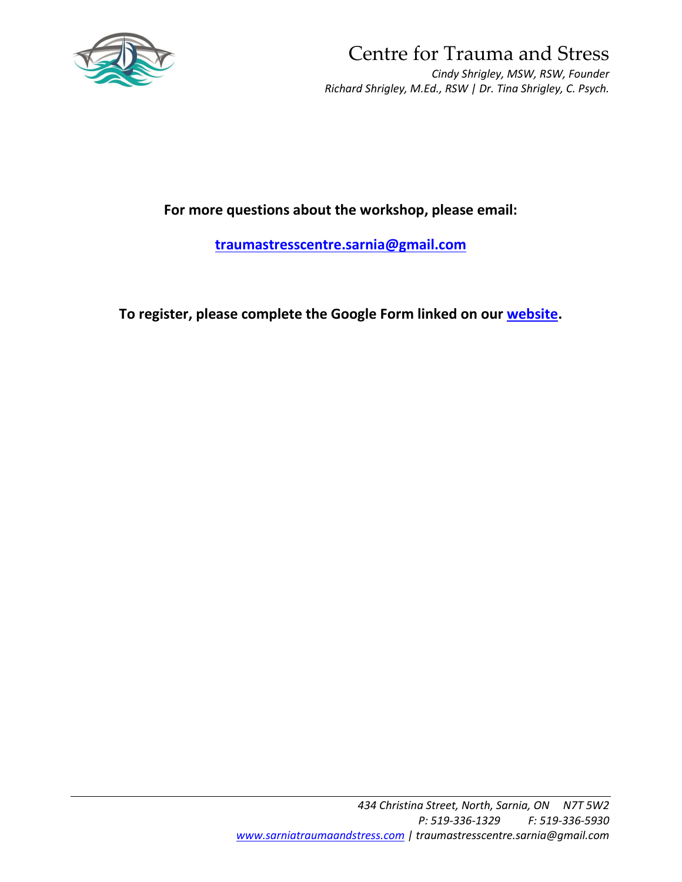**For more questions about the workshop, please email:**

**traumastresscentre.sarnia@gmail.com**

**To register, please complete the Google Form linked on our website.**